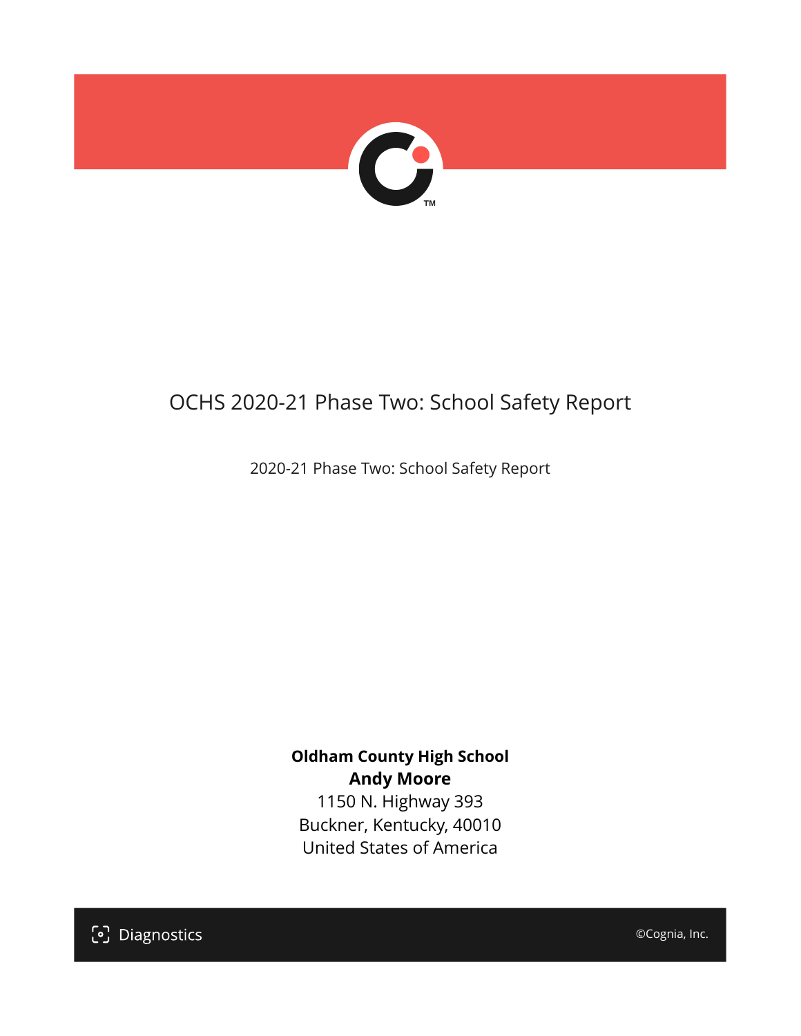# OCHS 2020-21 Phase Two: School Safety Report

2020-21 Phase Two: School Safety Report

**Oldham County High School**
**Andy Moore**
1150 N. Highway 393
Buckner, Kentucky, 40010
United States of America

Diagnostics

©Cognia, Inc.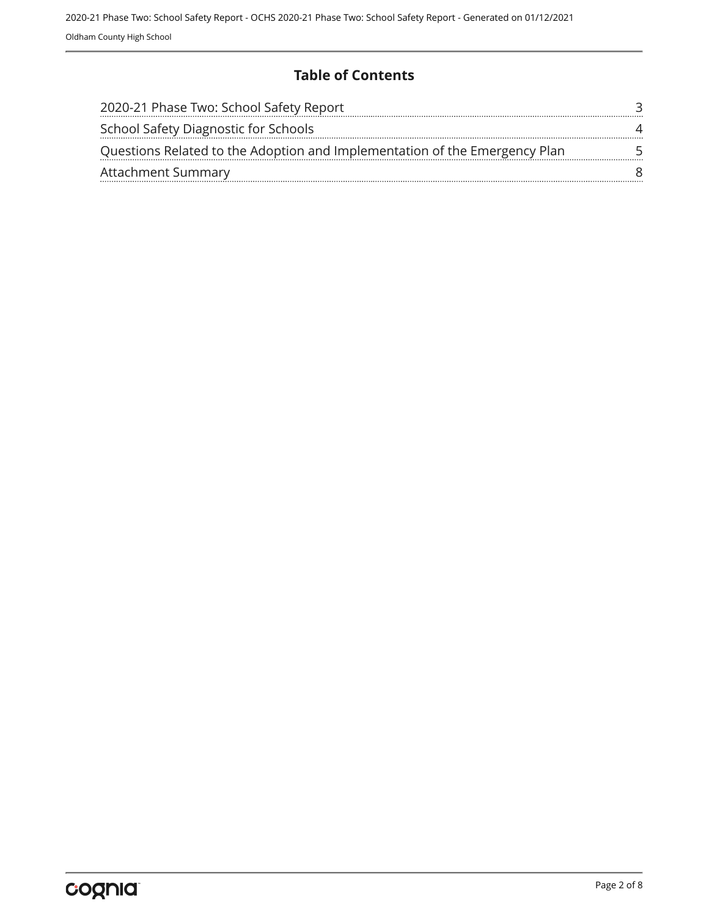# Table of Contents

| | |
|---|---|
| 2020-21 Phase Two: School Safety Report | 3 |
| School Safety Diagnostic for Schools | 4 |
| Questions Related to the Adoption and Implementation of the Emergency Plan | 5 |
| Attachment Summary | 8 |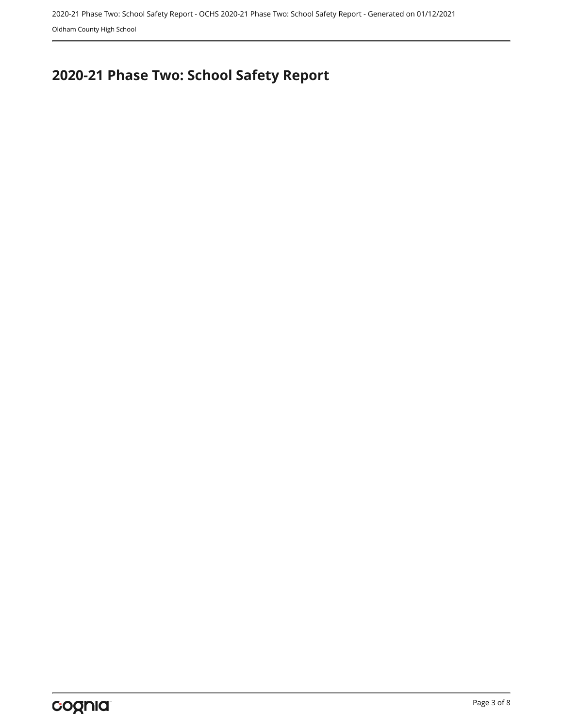# 2020-21 Phase Two: School Safety Report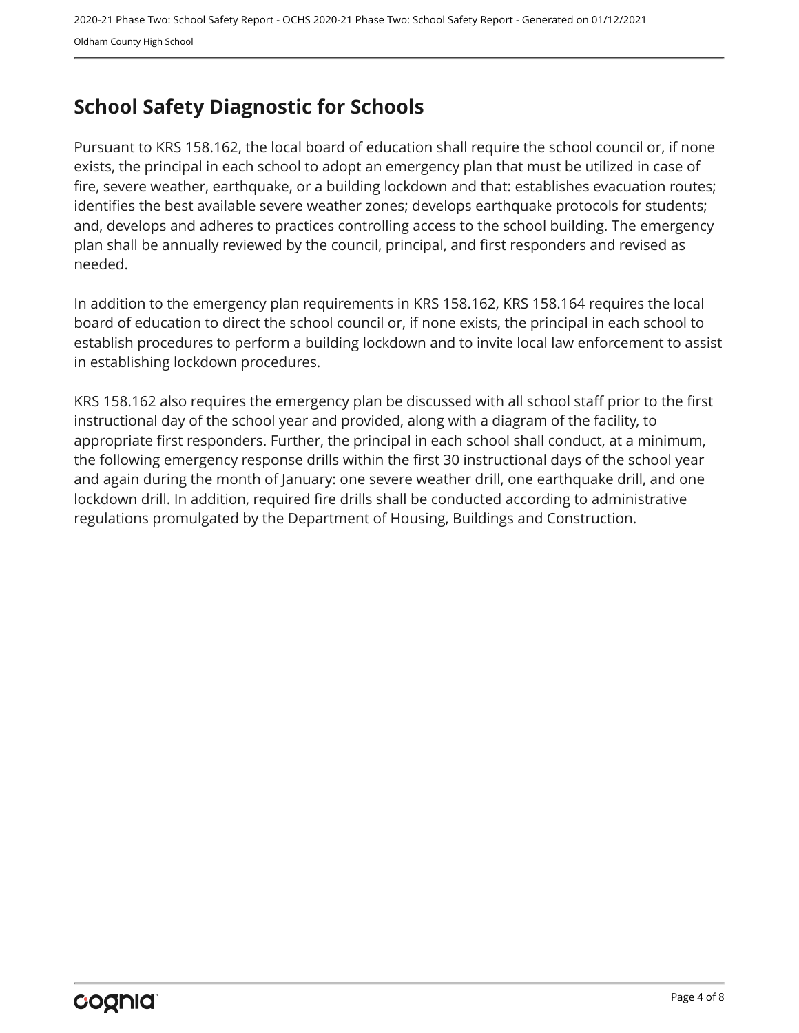# School Safety Diagnostic for Schools

Pursuant to KRS 158.162, the local board of education shall require the school council or, if none exists, the principal in each school to adopt an emergency plan that must be utilized in case of fire, severe weather, earthquake, or a building lockdown and that: establishes evacuation routes; identifies the best available severe weather zones; develops earthquake protocols for students; and, develops and adheres to practices controlling access to the school building. The emergency plan shall be annually reviewed by the council, principal, and first responders and revised as needed.

In addition to the emergency plan requirements in KRS 158.162, KRS 158.164 requires the local board of education to direct the school council or, if none exists, the principal in each school to establish procedures to perform a building lockdown and to invite local law enforcement to assist in establishing lockdown procedures.

KRS 158.162 also requires the emergency plan be discussed with all school staff prior to the first instructional day of the school year and provided, along with a diagram of the facility, to appropriate first responders. Further, the principal in each school shall conduct, at a minimum, the following emergency response drills within the first 30 instructional days of the school year and again during the month of January: one severe weather drill, one earthquake drill, and one lockdown drill. In addition, required fire drills shall be conducted according to administrative regulations promulgated by the Department of Housing, Buildings and Construction.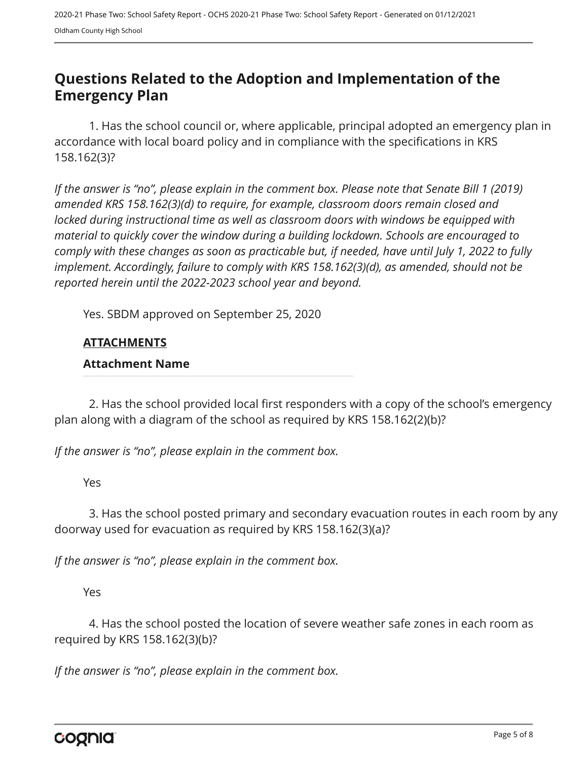## Questions Related to the Adoption and Implementation of the Emergency Plan

1. Has the school council or, where applicable, principal adopted an emergency plan in accordance with local board policy and in compliance with the specifications in KRS 158.162(3)?

*If the answer is "no", please explain in the comment box. Please note that Senate Bill 1 (2019) amended KRS 158.162(3)(d) to require, for example, classroom doors remain closed and locked during instructional time as well as classroom doors with windows be equipped with material to quickly cover the window during a building lockdown. Schools are encouraged to comply with these changes as soon as practicable but, if needed, have until July 1, 2022 to fully implement. Accordingly, failure to comply with KRS 158.162(3)(d), as amended, should not be reported herein until the 2022-2023 school year and beyond.*

Yes. SBDM approved on September 25, 2020

**ATTACHMENTS**

**Attachment Name**

2. Has the school provided local first responders with a copy of the school's emergency plan along with a diagram of the school as required by KRS 158.162(2)(b)?

*If the answer is "no", please explain in the comment box.*

Yes

3. Has the school posted primary and secondary evacuation routes in each room by any doorway used for evacuation as required by KRS 158.162(3)(a)?

*If the answer is "no", please explain in the comment box.*

Yes

4. Has the school posted the location of severe weather safe zones in each room as required by KRS 158.162(3)(b)?

*If the answer is "no", please explain in the comment box.*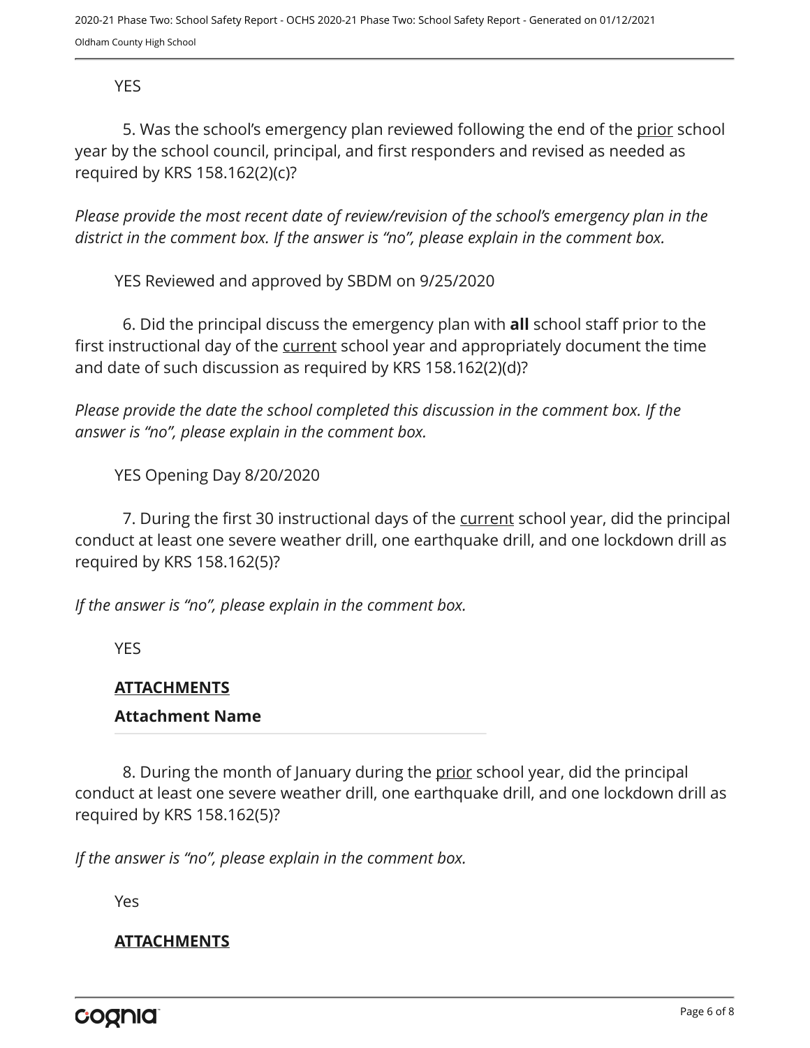YES

5. Was the school's emergency plan reviewed following the end of the <u>prior</u> school year by the school council, principal, and first responders and revised as needed as required by KRS 158.162(2)(c)?

*Please provide the most recent date of review/revision of the school's emergency plan in the district in the comment box. If the answer is "no", please explain in the comment box.*

YES Reviewed and approved by SBDM on 9/25/2020

6. Did the principal discuss the emergency plan with **all** school staff prior to the first instructional day of the <u>current</u> school year and appropriately document the time and date of such discussion as required by KRS 158.162(2)(d)?

*Please provide the date the school completed this discussion in the comment box. If the answer is "no", please explain in the comment box.*

YES Opening Day 8/20/2020

7. During the first 30 instructional days of the <u>current</u> school year, did the principal conduct at least one severe weather drill, one earthquake drill, and one lockdown drill as required by KRS 158.162(5)?

*If the answer is "no", please explain in the comment box.*

YES

**<u>ATTACHMENTS</u>**

**Attachment Name**

8. During the month of January during the <u>prior</u> school year, did the principal conduct at least one severe weather drill, one earthquake drill, and one lockdown drill as required by KRS 158.162(5)?

*If the answer is "no", please explain in the comment box.*

Yes

**<u>ATTACHMENTS</u>**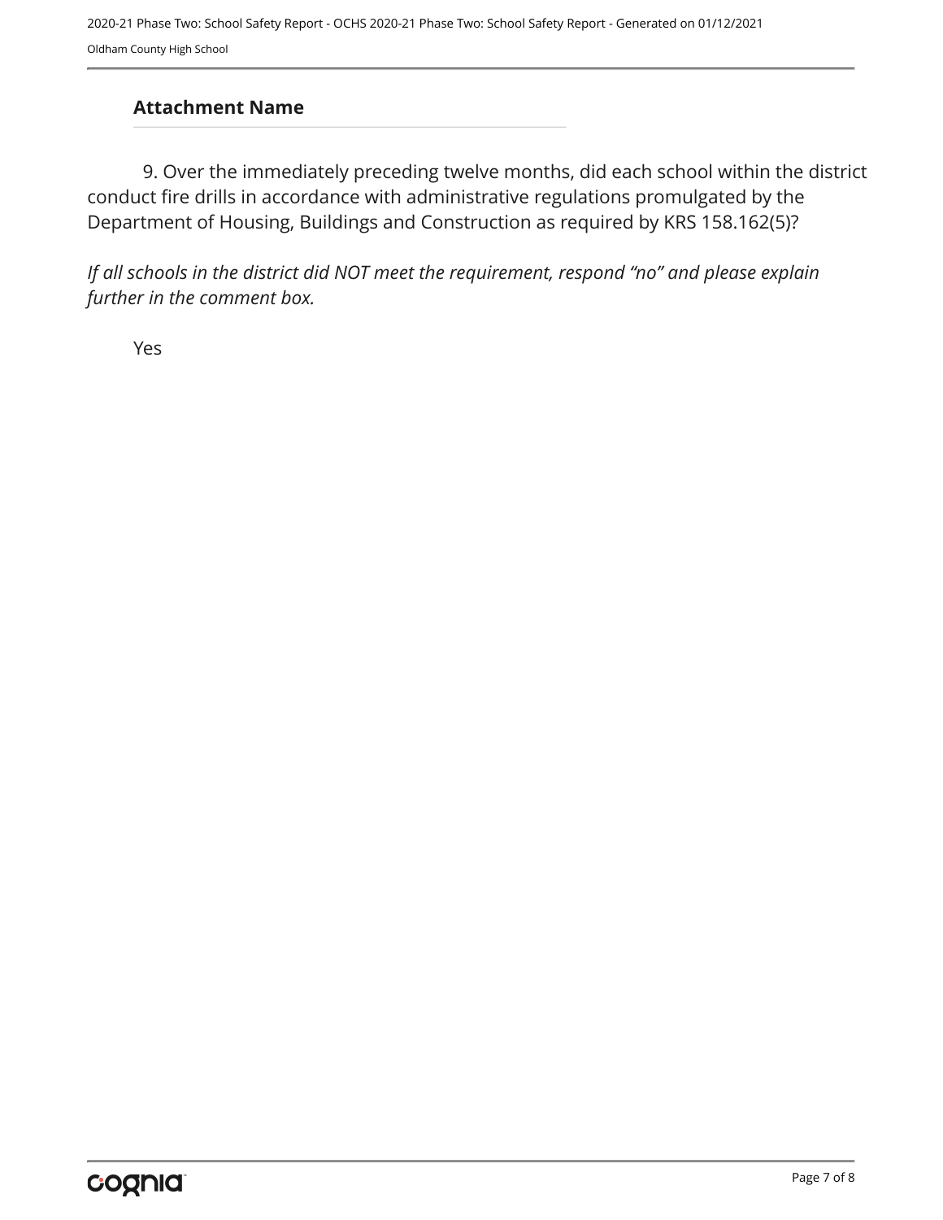### Attachment Name

9. Over the immediately preceding twelve months, did each school within the district conduct fire drills in accordance with administrative regulations promulgated by the Department of Housing, Buildings and Construction as required by KRS 158.162(5)?

*If all schools in the district did NOT meet the requirement, respond “no” and please explain further in the comment box.*

Yes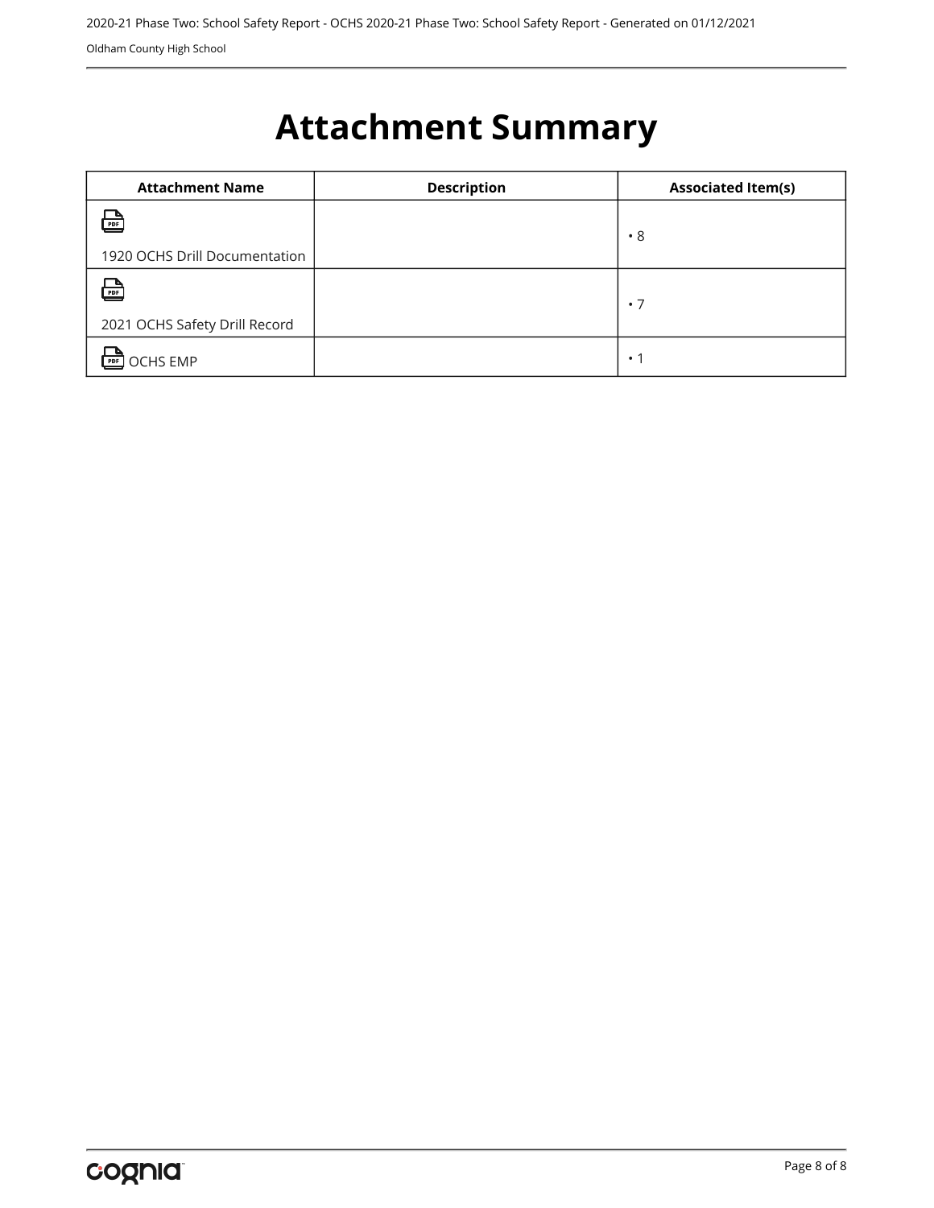# Attachment Summary

| Attachment Name | Description | Associated Item(s) |
|---|---|---|
| 1920 OCHS Drill Documentation | | • 8 |
| 2021 OCHS Safety Drill Record | | • 7 |
| OCHS EMP | | • 1 |